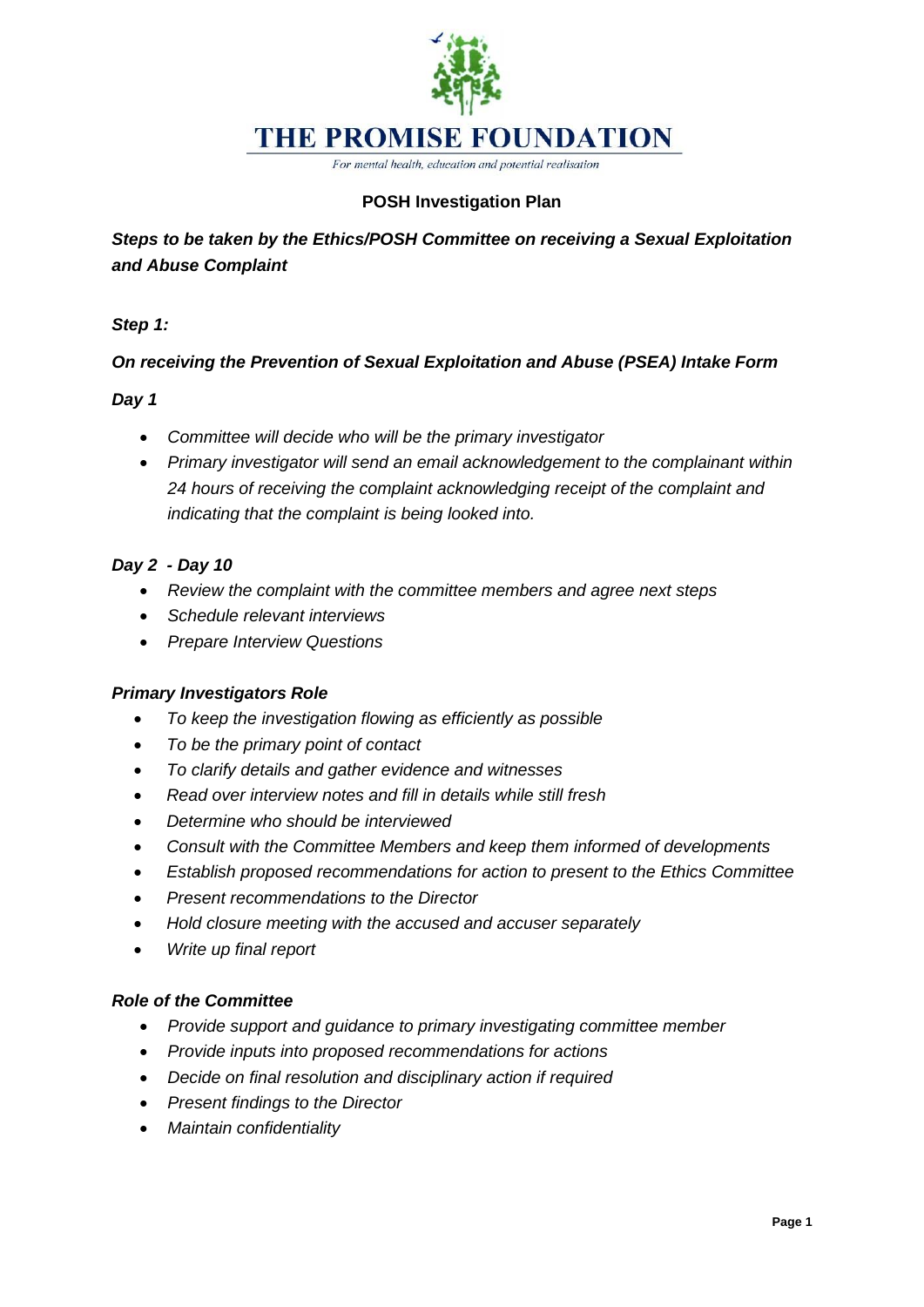# THE PROMISE FOUNDATION

*For mental health, education and potential realisation*

## POSH Investigation Plan

***Steps to be taken by the Ethics/POSH Committee on receiving a Sexual Exploitation and Abuse Complaint***

***Step 1:***

***On receiving the Prevention of Sexual Exploitation and Abuse (PSEA) Intake Form***

***Day 1***

- *Committee will decide who will be the primary investigator*
- *Primary investigator will send an email acknowledgement to the complainant within 24 hours of receiving the complaint acknowledging receipt of the complaint and indicating that the complaint is being looked into.*

***Day 2 - Day 10***

- *Review the complaint with the committee members and agree next steps*
- *Schedule relevant interviews*
- *Prepare Interview Questions*

***Primary Investigators Role***

- *To keep the investigation flowing as efficiently as possible*
- *To be the primary point of contact*
- *To clarify details and gather evidence and witnesses*
- *Read over interview notes and fill in details while still fresh*
- *Determine who should be interviewed*
- *Consult with the Committee Members and keep them informed of developments*
- *Establish proposed recommendations for action to present to the Ethics Committee*
- *Present recommendations to the Director*
- *Hold closure meeting with the accused and accuser separately*
- *Write up final report*

***Role of the Committee***

- *Provide support and guidance to primary investigating committee member*
- *Provide inputs into proposed recommendations for actions*
- *Decide on final resolution and disciplinary action if required*
- *Present findings to the Director*
- *Maintain confidentiality*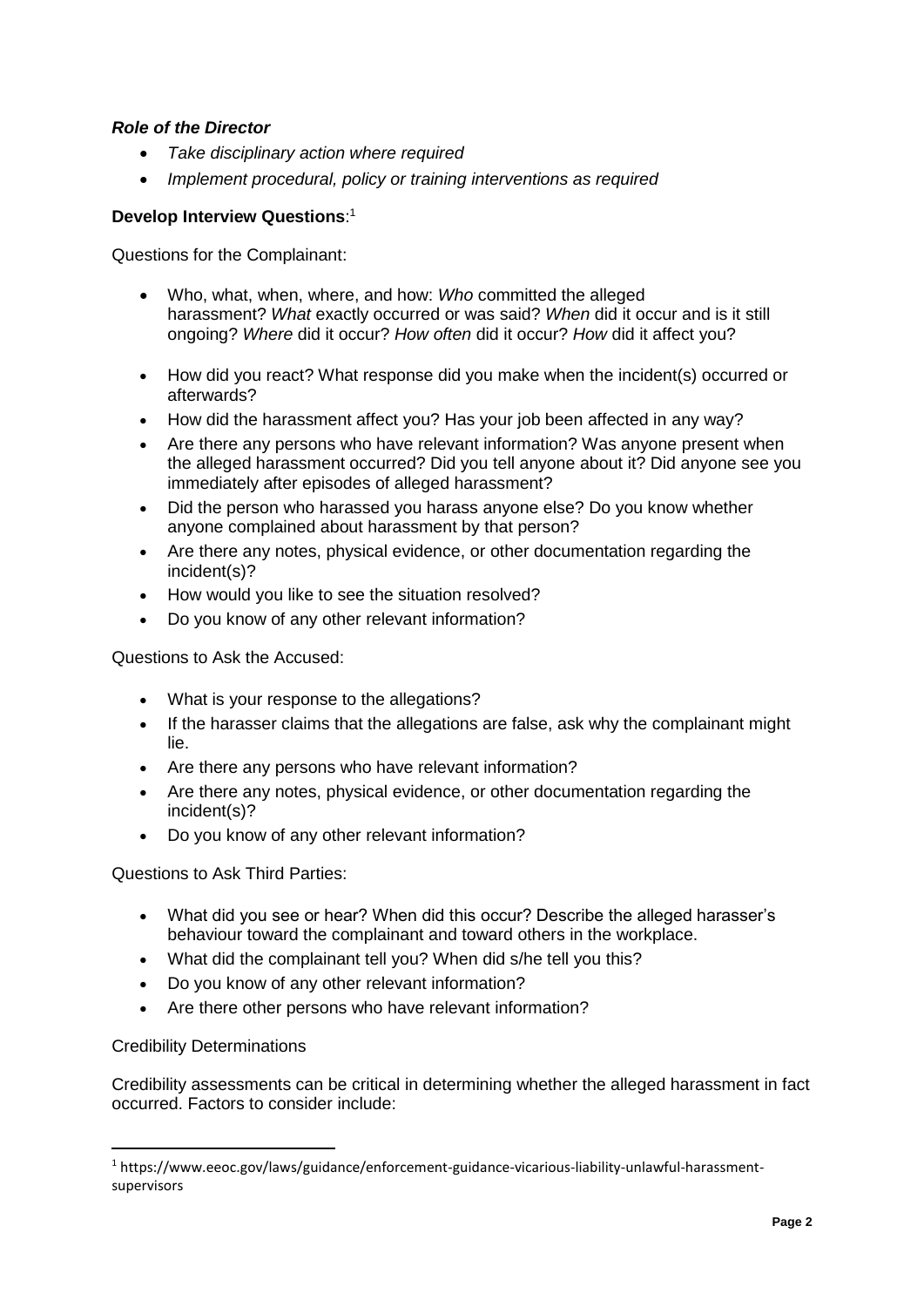### *Role of the Director*

- *Take disciplinary action where required*
- *Implement procedural, policy or training interventions as required*

**Develop Interview Questions**:[1]

Questions for the Complainant:

- Who, what, when, where, and how: *Who* committed the alleged harassment? *What* exactly occurred or was said? *When* did it occur and is it still ongoing? *Where* did it occur? *How often* did it occur? *How* did it affect you?
- How did you react? What response did you make when the incident(s) occurred or afterwards?
- How did the harassment affect you? Has your job been affected in any way?
- Are there any persons who have relevant information? Was anyone present when the alleged harassment occurred? Did you tell anyone about it? Did anyone see you immediately after episodes of alleged harassment?
- Did the person who harassed you harass anyone else? Do you know whether anyone complained about harassment by that person?
- Are there any notes, physical evidence, or other documentation regarding the incident(s)?
- How would you like to see the situation resolved?
- Do you know of any other relevant information?

Questions to Ask the Accused:

- What is your response to the allegations?
- If the harasser claims that the allegations are false, ask why the complainant might lie.
- Are there any persons who have relevant information?
- Are there any notes, physical evidence, or other documentation regarding the incident(s)?
- Do you know of any other relevant information?

Questions to Ask Third Parties:

- What did you see or hear? When did this occur? Describe the alleged harasser's behaviour toward the complainant and toward others in the workplace.
- What did the complainant tell you? When did s/he tell you this?
- Do you know of any other relevant information?
- Are there other persons who have relevant information?

Credibility Determinations

Credibility assessments can be critical in determining whether the alleged harassment in fact occurred. Factors to consider include:

---

[1] https://www.eeoc.gov/laws/guidance/enforcement-guidance-vicarious-liability-unlawful-harassment-supervisors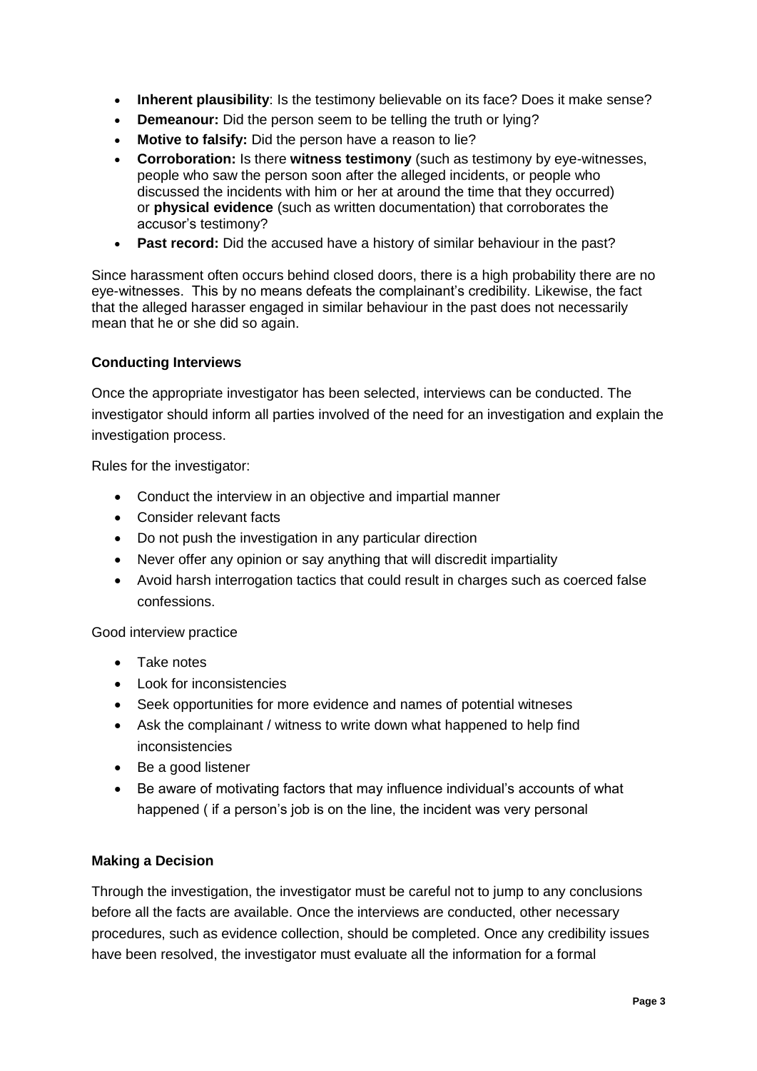- **Inherent plausibility**: Is the testimony believable on its face? Does it make sense?
- **Demeanour:** Did the person seem to be telling the truth or lying?
- **Motive to falsify:** Did the person have a reason to lie?
- **Corroboration:** Is there **witness testimony** (such as testimony by eye-witnesses, people who saw the person soon after the alleged incidents, or people who discussed the incidents with him or her at around the time that they occurred) or **physical evidence** (such as written documentation) that corroborates the accusor's testimony?
- **Past record:** Did the accused have a history of similar behaviour in the past?

Since harassment often occurs behind closed doors, there is a high probability there are no eye-witnesses. This by no means defeats the complainant's credibility. Likewise, the fact that the alleged harasser engaged in similar behaviour in the past does not necessarily mean that he or she did so again.

**Conducting Interviews**

Once the appropriate investigator has been selected, interviews can be conducted. The investigator should inform all parties involved of the need for an investigation and explain the investigation process.

Rules for the investigator:

- Conduct the interview in an objective and impartial manner
- Consider relevant facts
- Do not push the investigation in any particular direction
- Never offer any opinion or say anything that will discredit impartiality
- Avoid harsh interrogation tactics that could result in charges such as coerced false confessions.

Good interview practice

- Take notes
- Look for inconsistencies
- Seek opportunities for more evidence and names of potential witneses
- Ask the complainant / witness to write down what happened to help find inconsistencies
- Be a good listener
- Be aware of motivating factors that may influence individual's accounts of what happened ( if a person's job is on the line, the incident was very personal

**Making a Decision**

Through the investigation, the investigator must be careful not to jump to any conclusions before all the facts are available. Once the interviews are conducted, other necessary procedures, such as evidence collection, should be completed. Once any credibility issues have been resolved, the investigator must evaluate all the information for a formal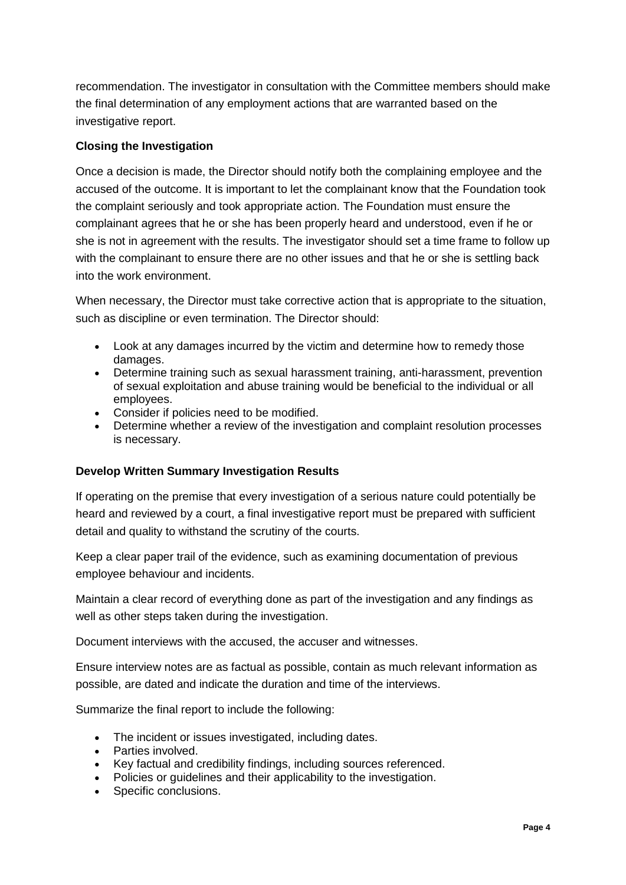recommendation. The investigator in consultation with the Committee members should make the final determination of any employment actions that are warranted based on the investigative report.

**Closing the Investigation**

Once a decision is made, the Director should notify both the complaining employee and the accused of the outcome. It is important to let the complainant know that the Foundation took the complaint seriously and took appropriate action. The Foundation must ensure the complainant agrees that he or she has been properly heard and understood, even if he or she is not in agreement with the results. The investigator should set a time frame to follow up with the complainant to ensure there are no other issues and that he or she is settling back into the work environment.

When necessary, the Director must take corrective action that is appropriate to the situation, such as discipline or even termination. The Director should:

- Look at any damages incurred by the victim and determine how to remedy those damages.
- Determine training such as sexual harassment training, anti-harassment, prevention of sexual exploitation and abuse training would be beneficial to the individual or all employees.
- Consider if policies need to be modified.
- Determine whether a review of the investigation and complaint resolution processes is necessary.

**Develop Written Summary Investigation Results**

If operating on the premise that every investigation of a serious nature could potentially be heard and reviewed by a court, a final investigative report must be prepared with sufficient detail and quality to withstand the scrutiny of the courts.

Keep a clear paper trail of the evidence, such as examining documentation of previous employee behaviour and incidents.

Maintain a clear record of everything done as part of the investigation and any findings as well as other steps taken during the investigation.

Document interviews with the accused, the accuser and witnesses.

Ensure interview notes are as factual as possible, contain as much relevant information as possible, are dated and indicate the duration and time of the interviews.

Summarize the final report to include the following:

- The incident or issues investigated, including dates.
- Parties involved.
- Key factual and credibility findings, including sources referenced.
- Policies or guidelines and their applicability to the investigation.
- Specific conclusions.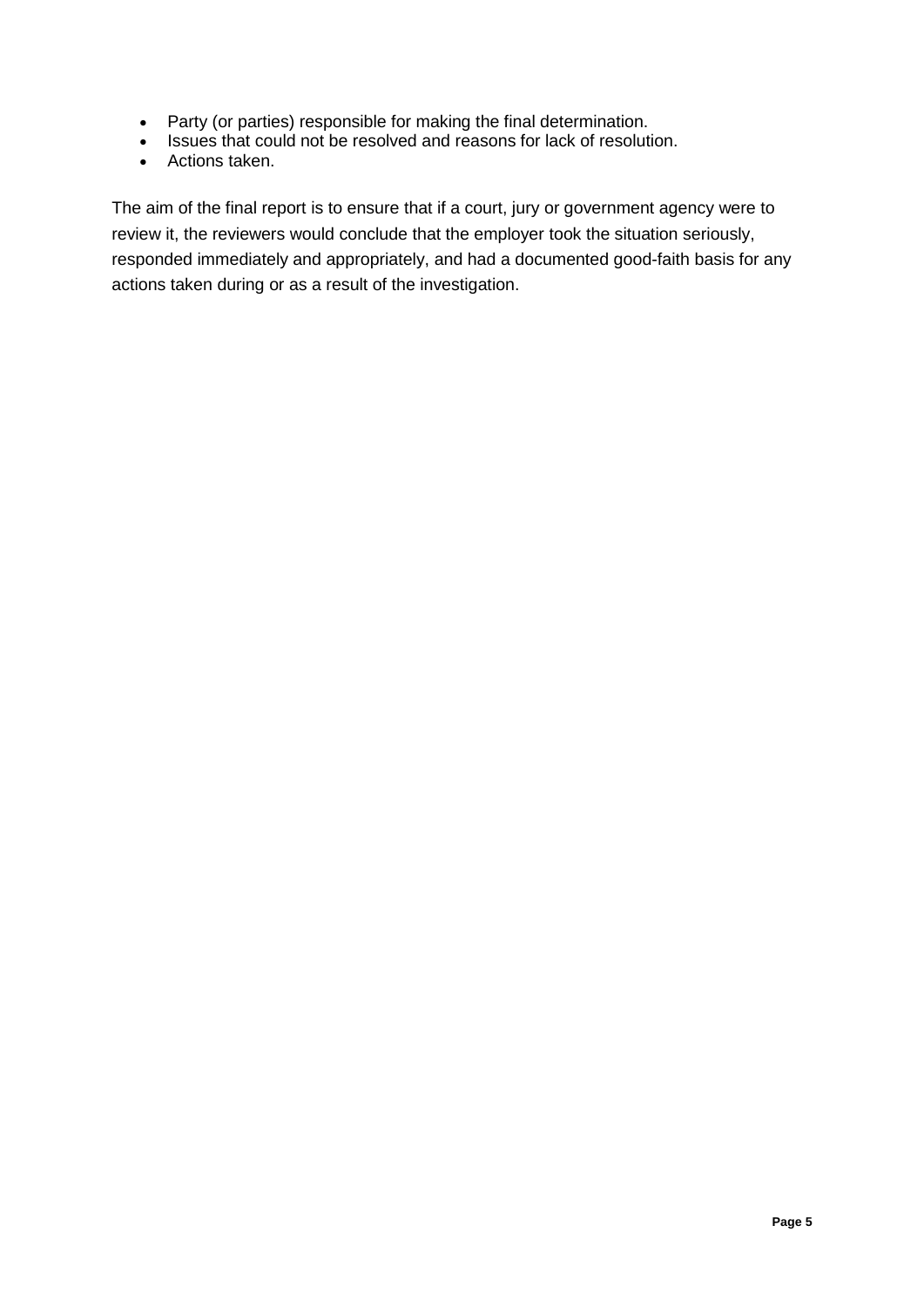- Party (or parties) responsible for making the final determination.
- Issues that could not be resolved and reasons for lack of resolution.
- Actions taken.

The aim of the final report is to ensure that if a court, jury or government agency were to review it, the reviewers would conclude that the employer took the situation seriously, responded immediately and appropriately, and had a documented good-faith basis for any actions taken during or as a result of the investigation.